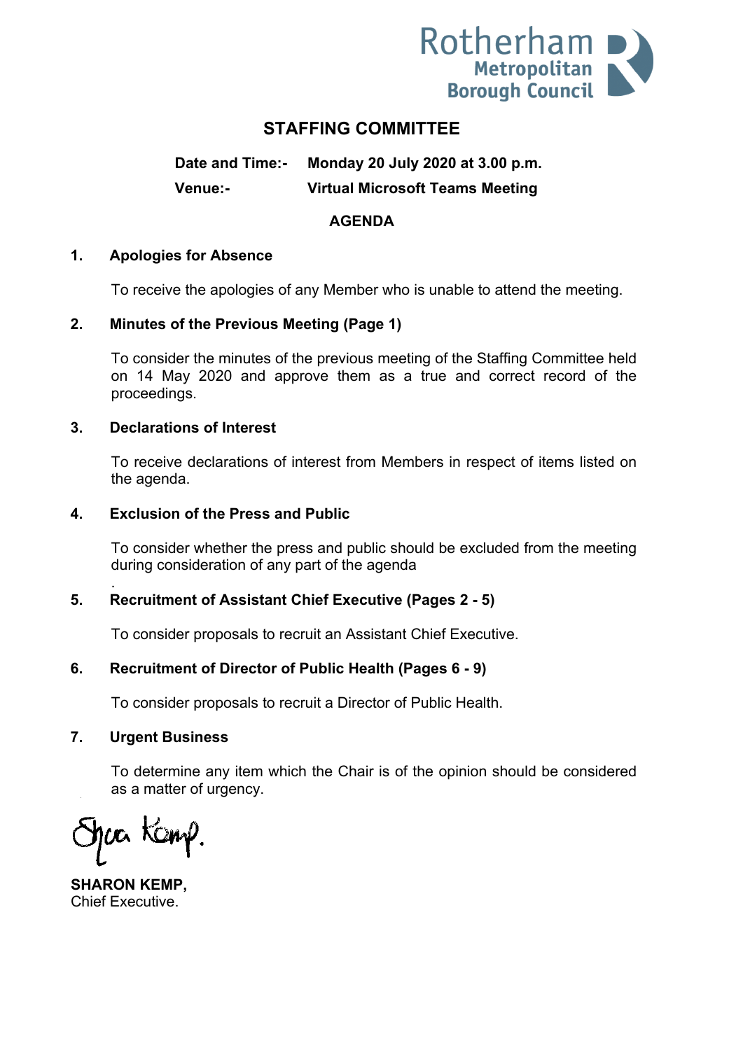Rotherham Metropolitan Borough Council

# STAFFING COMMITTEE

**Date and Time:-** **Monday 20 July 2020 at 3.00 p.m.**

**Venue:-** **Virtual Microsoft Teams Meeting**

## AGENDA

**1. Apologies for Absence**

To receive the apologies of any Member who is unable to attend the meeting.

**2. Minutes of the Previous Meeting (Page 1)**

To consider the minutes of the previous meeting of the Staffing Committee held on 14 May 2020 and approve them as a true and correct record of the proceedings.

**3. Declarations of Interest**

To receive declarations of interest from Members in respect of items listed on the agenda.

**4. Exclusion of the Press and Public**

To consider whether the press and public should be excluded from the meeting during consideration of any part of the agenda

.

**5. Recruitment of Assistant Chief Executive (Pages 2 - 5)**

To consider proposals to recruit an Assistant Chief Executive.

**6. Recruitment of Director of Public Health (Pages 6 - 9)**

To consider proposals to recruit a Director of Public Health.

**7. Urgent Business**

To determine any item which the Chair is of the opinion should be considered as a matter of urgency.

**SHARON KEMP,**
Chief Executive.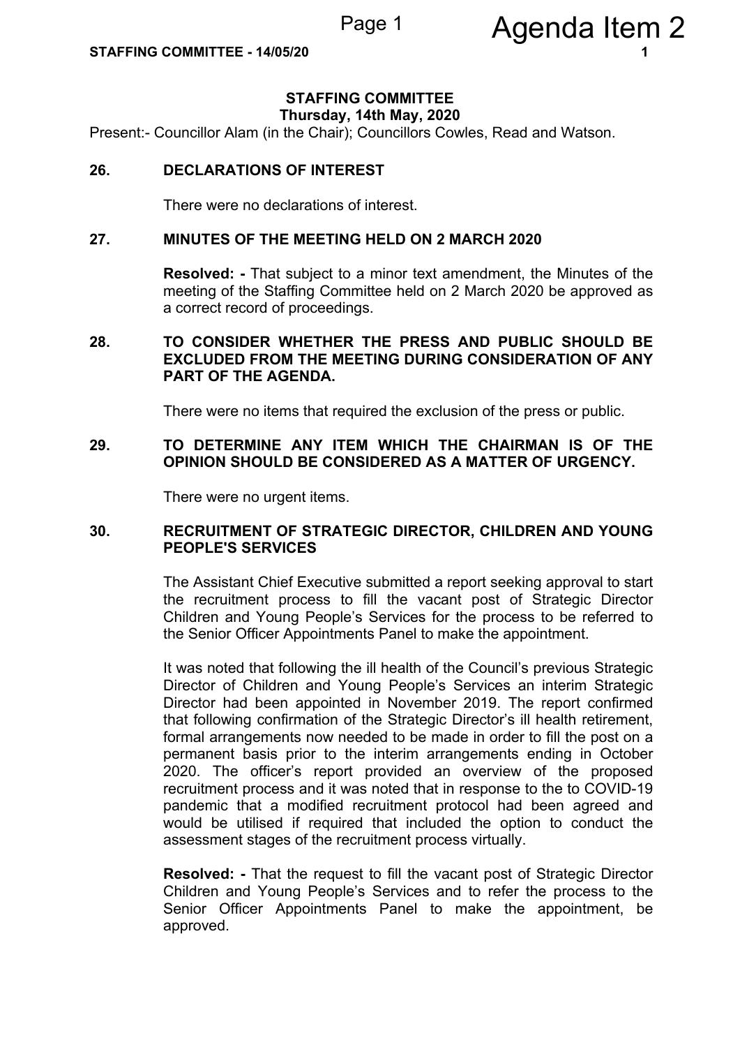## STAFFING COMMITTEE
**Thursday, 14th May, 2020**

Present:- Councillor Alam (in the Chair); Councillors Cowles, Read and Watson.

### 26. DECLARATIONS OF INTEREST

There were no declarations of interest.

### 27. MINUTES OF THE MEETING HELD ON 2 MARCH 2020

**Resolved: -** That subject to a minor text amendment, the Minutes of the meeting of the Staffing Committee held on 2 March 2020 be approved as a correct record of proceedings.

### 28. TO CONSIDER WHETHER THE PRESS AND PUBLIC SHOULD BE EXCLUDED FROM THE MEETING DURING CONSIDERATION OF ANY PART OF THE AGENDA.

There were no items that required the exclusion of the press or public.

### 29. TO DETERMINE ANY ITEM WHICH THE CHAIRMAN IS OF THE OPINION SHOULD BE CONSIDERED AS A MATTER OF URGENCY.

There were no urgent items.

### 30. RECRUITMENT OF STRATEGIC DIRECTOR, CHILDREN AND YOUNG PEOPLE'S SERVICES

The Assistant Chief Executive submitted a report seeking approval to start the recruitment process to fill the vacant post of Strategic Director Children and Young People's Services for the process to be referred to the Senior Officer Appointments Panel to make the appointment.

It was noted that following the ill health of the Council's previous Strategic Director of Children and Young People's Services an interim Strategic Director had been appointed in November 2019. The report confirmed that following confirmation of the Strategic Director's ill health retirement, formal arrangements now needed to be made in order to fill the post on a permanent basis prior to the interim arrangements ending in October 2020. The officer's report provided an overview of the proposed recruitment process and it was noted that in response to the to COVID-19 pandemic that a modified recruitment protocol had been agreed and would be utilised if required that included the option to conduct the assessment stages of the recruitment process virtually.

**Resolved: -** That the request to fill the vacant post of Strategic Director Children and Young People's Services and to refer the process to the Senior Officer Appointments Panel to make the appointment, be approved.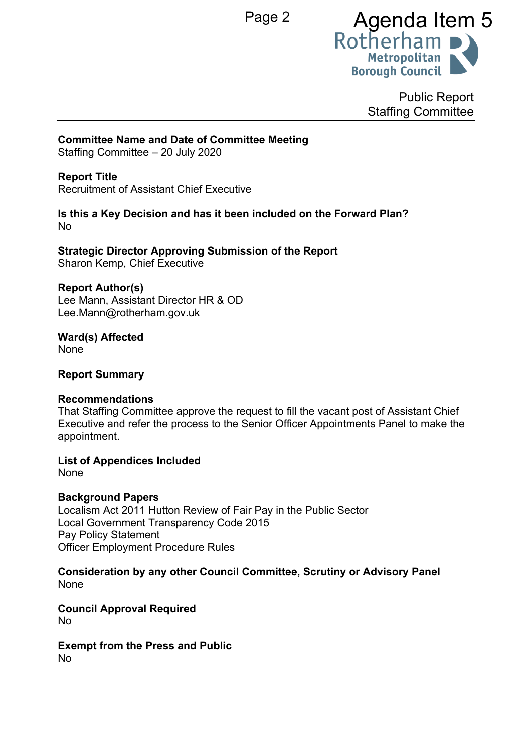Agenda Item 5

Public Report
Staffing Committee

**Committee Name and Date of Committee Meeting**
Staffing Committee – 20 July 2020

**Report Title**
Recruitment of Assistant Chief Executive

**Is this a Key Decision and has it been included on the Forward Plan?**
No

**Strategic Director Approving Submission of the Report**
Sharon Kemp, Chief Executive

**Report Author(s)**
Lee Mann, Assistant Director HR & OD
Lee.Mann@rotherham.gov.uk

**Ward(s) Affected**
None

**Report Summary**

**Recommendations**
That Staffing Committee approve the request to fill the vacant post of Assistant Chief Executive and refer the process to the Senior Officer Appointments Panel to make the appointment.

**List of Appendices Included**
None

**Background Papers**
Localism Act 2011 Hutton Review of Fair Pay in the Public Sector
Local Government Transparency Code 2015
Pay Policy Statement
Officer Employment Procedure Rules

**Consideration by any other Council Committee, Scrutiny or Advisory Panel**
None

**Council Approval Required**
No

**Exempt from the Press and Public**
No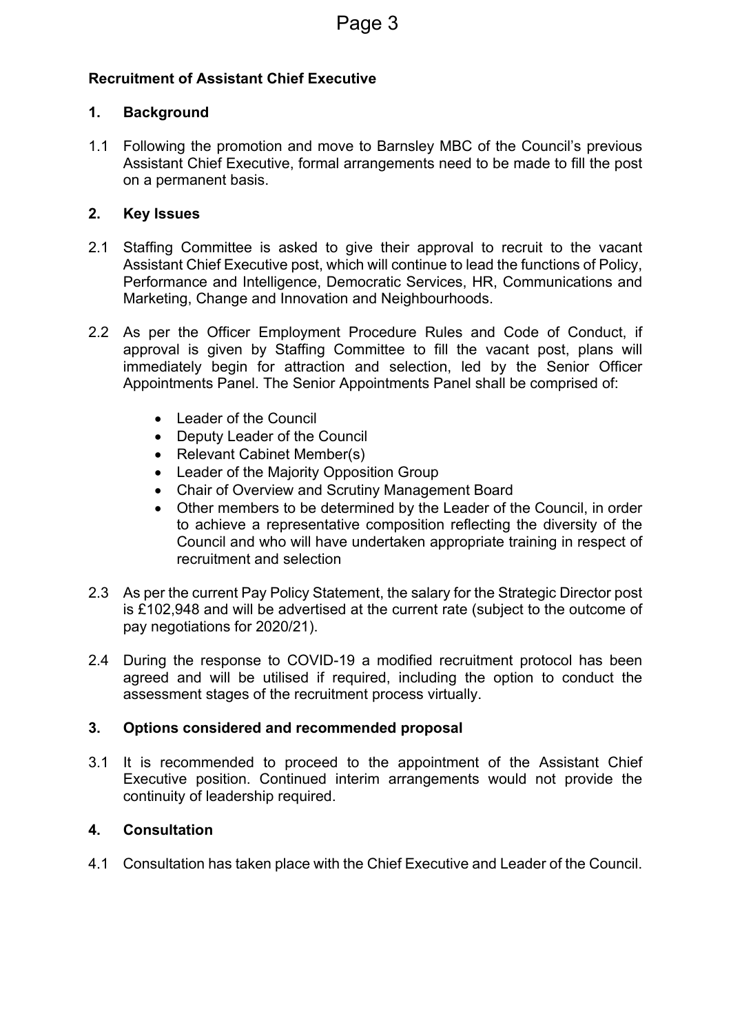**Recruitment of Assistant Chief Executive**

**1. Background**

1.1 Following the promotion and move to Barnsley MBC of the Council's previous Assistant Chief Executive, formal arrangements need to be made to fill the post on a permanent basis.

**2. Key Issues**

2.1 Staffing Committee is asked to give their approval to recruit to the vacant Assistant Chief Executive post, which will continue to lead the functions of Policy, Performance and Intelligence, Democratic Services, HR, Communications and Marketing, Change and Innovation and Neighbourhoods.

2.2 As per the Officer Employment Procedure Rules and Code of Conduct, if approval is given by Staffing Committee to fill the vacant post, plans will immediately begin for attraction and selection, led by the Senior Officer Appointments Panel. The Senior Appointments Panel shall be comprised of:

- Leader of the Council
- Deputy Leader of the Council
- Relevant Cabinet Member(s)
- Leader of the Majority Opposition Group
- Chair of Overview and Scrutiny Management Board
- Other members to be determined by the Leader of the Council, in order to achieve a representative composition reflecting the diversity of the Council and who will have undertaken appropriate training in respect of recruitment and selection

2.3 As per the current Pay Policy Statement, the salary for the Strategic Director post is £102,948 and will be advertised at the current rate (subject to the outcome of pay negotiations for 2020/21).

2.4 During the response to COVID-19 a modified recruitment protocol has been agreed and will be utilised if required, including the option to conduct the assessment stages of the recruitment process virtually.

**3. Options considered and recommended proposal**

3.1 It is recommended to proceed to the appointment of the Assistant Chief Executive position. Continued interim arrangements would not provide the continuity of leadership required.

**4. Consultation**

4.1 Consultation has taken place with the Chief Executive and Leader of the Council.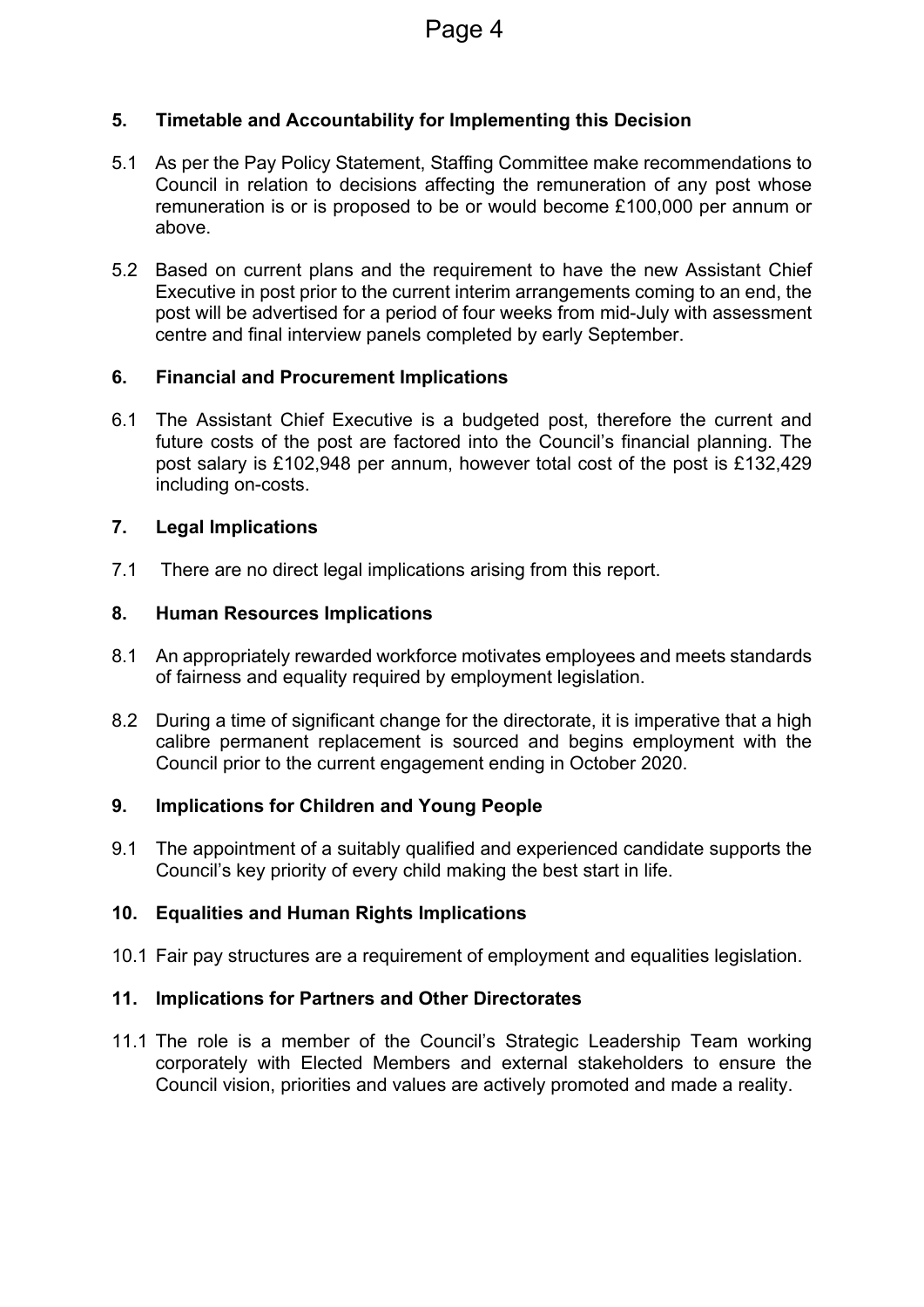## 5. Timetable and Accountability for Implementing this Decision

5.1 As per the Pay Policy Statement, Staffing Committee make recommendations to Council in relation to decisions affecting the remuneration of any post whose remuneration is or is proposed to be or would become £100,000 per annum or above.

5.2 Based on current plans and the requirement to have the new Assistant Chief Executive in post prior to the current interim arrangements coming to an end, the post will be advertised for a period of four weeks from mid-July with assessment centre and final interview panels completed by early September.

## 6. Financial and Procurement Implications

6.1 The Assistant Chief Executive is a budgeted post, therefore the current and future costs of the post are factored into the Council's financial planning. The post salary is £102,948 per annum, however total cost of the post is £132,429 including on-costs.

## 7. Legal Implications

7.1 There are no direct legal implications arising from this report.

## 8. Human Resources Implications

8.1 An appropriately rewarded workforce motivates employees and meets standards of fairness and equality required by employment legislation.

8.2 During a time of significant change for the directorate, it is imperative that a high calibre permanent replacement is sourced and begins employment with the Council prior to the current engagement ending in October 2020.

## 9. Implications for Children and Young People

9.1 The appointment of a suitably qualified and experienced candidate supports the Council's key priority of every child making the best start in life.

## 10. Equalities and Human Rights Implications

10.1 Fair pay structures are a requirement of employment and equalities legislation.

## 11. Implications for Partners and Other Directorates

11.1 The role is a member of the Council's Strategic Leadership Team working corporately with Elected Members and external stakeholders to ensure the Council vision, priorities and values are actively promoted and made a reality.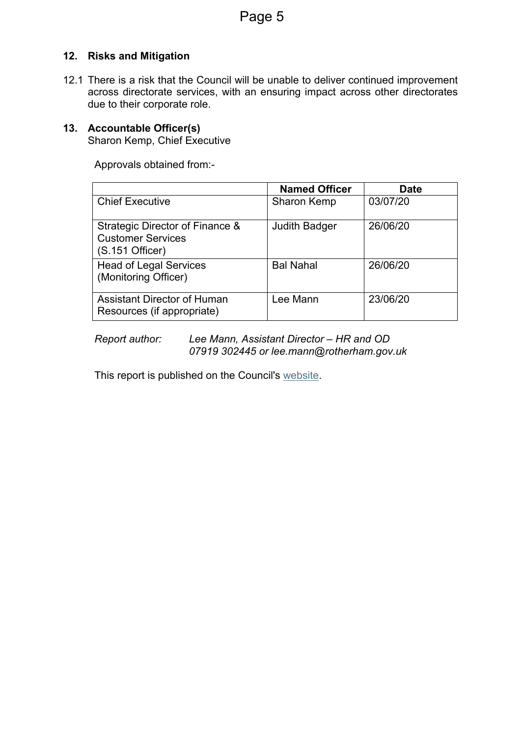## 12. Risks and Mitigation

12.1 There is a risk that the Council will be unable to deliver continued improvement across directorate services, with an ensuring impact across other directorates due to their corporate role.

## 13. Accountable Officer(s)

Sharon Kemp, Chief Executive

Approvals obtained from:-

| | Named Officer | Date |
|---|---|---|
| Chief Executive | Sharon Kemp | 03/07/20 |
| Strategic Director of Finance & Customer Services (S.151 Officer) | Judith Badger | 26/06/20 |
| Head of Legal Services (Monitoring Officer) | Bal Nahal | 26/06/20 |
| Assistant Director of Human Resources (if appropriate) | Lee Mann | 23/06/20 |

*Report author:* *Lee Mann, Assistant Director – HR and OD*
*07919 302445 or lee.mann@rotherham.gov.uk*

This report is published on the Council's website.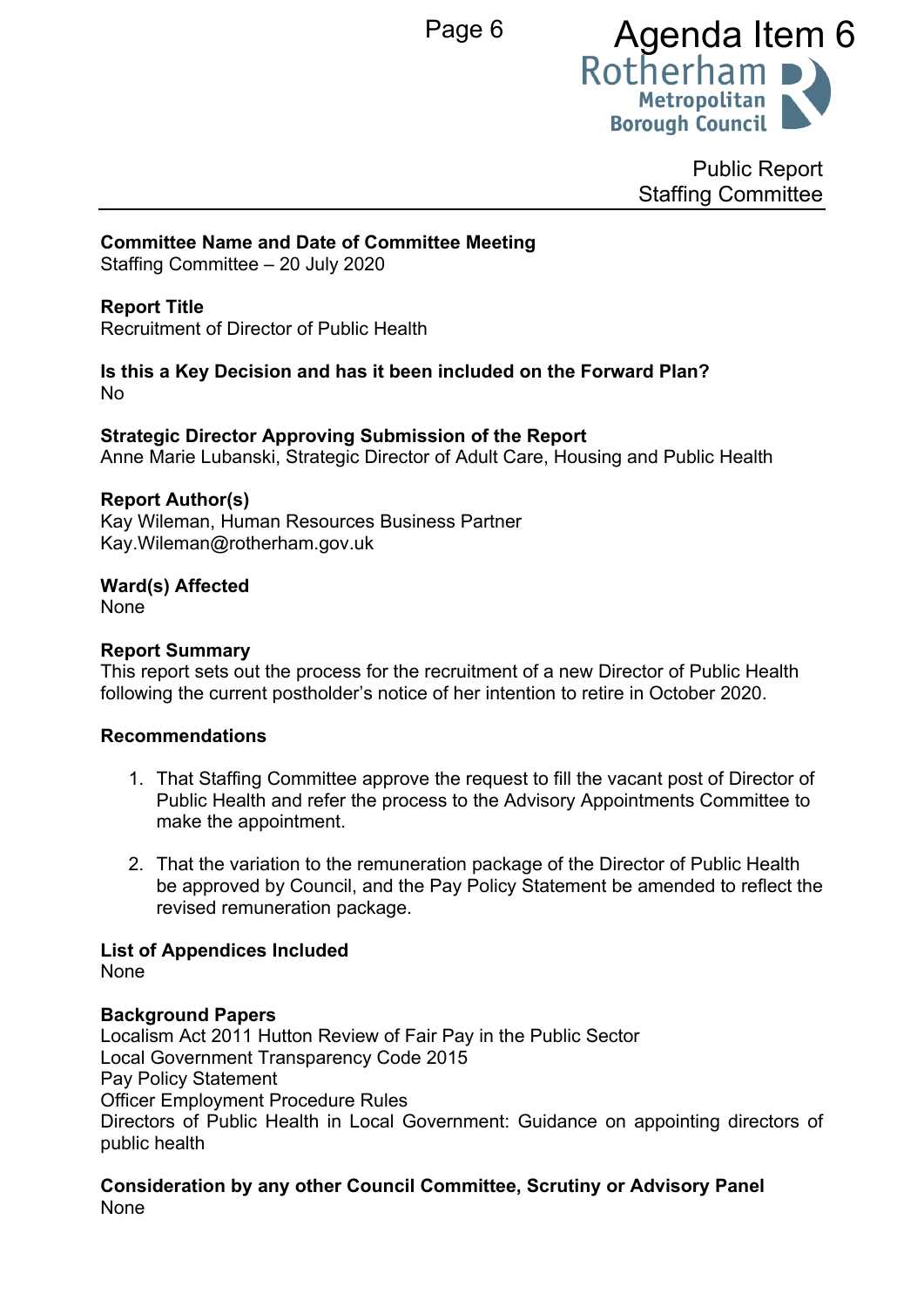Agenda Item 6

Public Report
Staffing Committee

**Committee Name and Date of Committee Meeting**
Staffing Committee – 20 July 2020

**Report Title**
Recruitment of Director of Public Health

**Is this a Key Decision and has it been included on the Forward Plan?**
No

**Strategic Director Approving Submission of the Report**
Anne Marie Lubanski, Strategic Director of Adult Care, Housing and Public Health

**Report Author(s)**
Kay Wileman, Human Resources Business Partner
Kay.Wileman@rotherham.gov.uk

**Ward(s) Affected**
None

**Report Summary**
This report sets out the process for the recruitment of a new Director of Public Health following the current postholder's notice of her intention to retire in October 2020.

**Recommendations**

1. That Staffing Committee approve the request to fill the vacant post of Director of Public Health and refer the process to the Advisory Appointments Committee to make the appointment.

2. That the variation to the remuneration package of the Director of Public Health be approved by Council, and the Pay Policy Statement be amended to reflect the revised remuneration package.

**List of Appendices Included**
None

**Background Papers**
Localism Act 2011 Hutton Review of Fair Pay in the Public Sector
Local Government Transparency Code 2015
Pay Policy Statement
Officer Employment Procedure Rules
Directors of Public Health in Local Government: Guidance on appointing directors of public health

**Consideration by any other Council Committee, Scrutiny or Advisory Panel**
None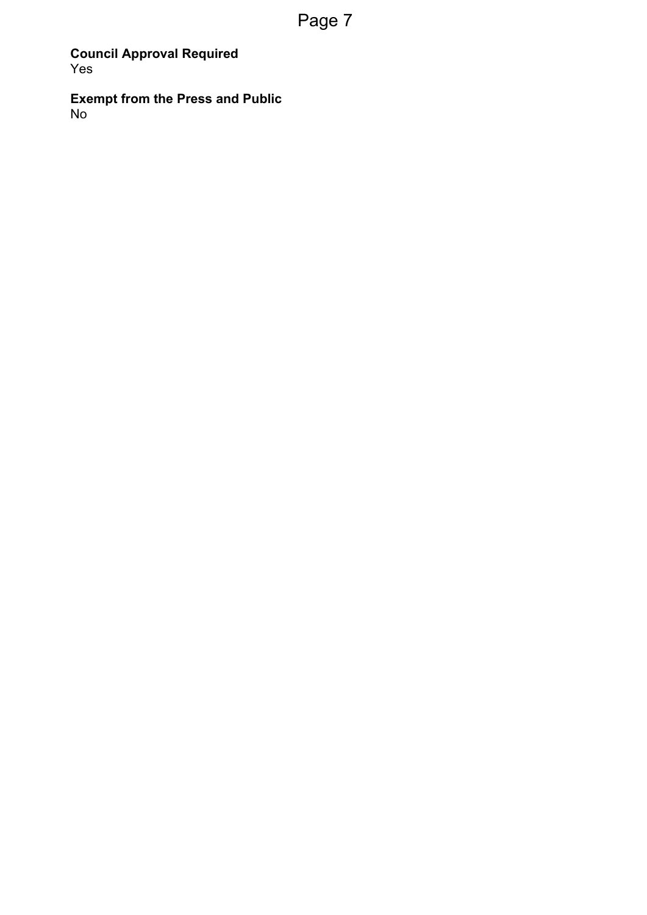**Council Approval Required**
Yes

**Exempt from the Press and Public**
No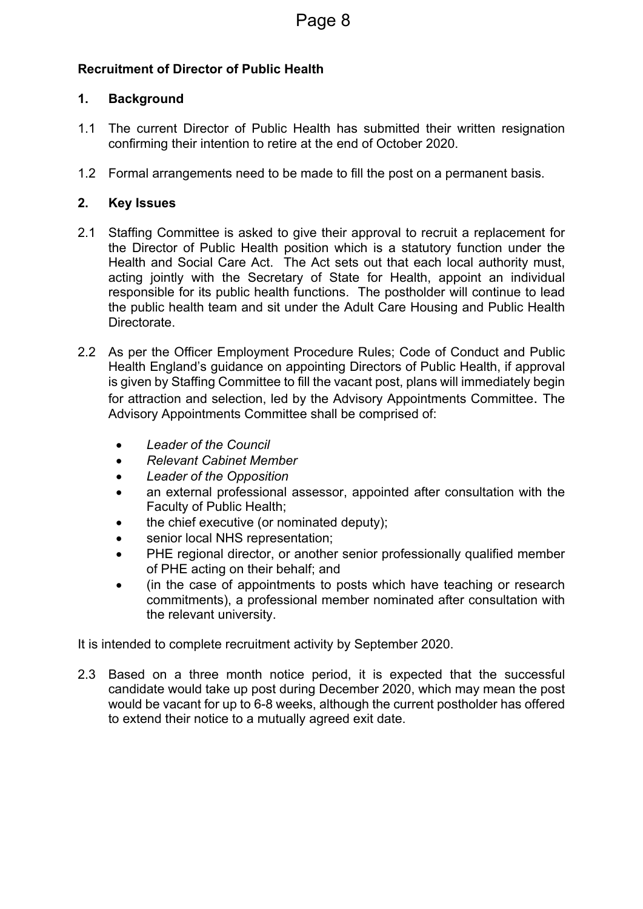**Recruitment of Director of Public Health**

**1. Background**

1.1 The current Director of Public Health has submitted their written resignation confirming their intention to retire at the end of October 2020.

1.2 Formal arrangements need to be made to fill the post on a permanent basis.

**2. Key Issues**

2.1 Staffing Committee is asked to give their approval to recruit a replacement for the Director of Public Health position which is a statutory function under the Health and Social Care Act. The Act sets out that each local authority must, acting jointly with the Secretary of State for Health, appoint an individual responsible for its public health functions. The postholder will continue to lead the public health team and sit under the Adult Care Housing and Public Health Directorate.

2.2 As per the Officer Employment Procedure Rules; Code of Conduct and Public Health England's guidance on appointing Directors of Public Health, if approval is given by Staffing Committee to fill the vacant post, plans will immediately begin for attraction and selection, led by the Advisory Appointments Committee. The Advisory Appointments Committee shall be comprised of:

- *Leader of the Council*
- *Relevant Cabinet Member*
- *Leader of the Opposition*
- an external professional assessor, appointed after consultation with the Faculty of Public Health;
- the chief executive (or nominated deputy);
- senior local NHS representation;
- PHE regional director, or another senior professionally qualified member of PHE acting on their behalf; and
- (in the case of appointments to posts which have teaching or research commitments), a professional member nominated after consultation with the relevant university.

It is intended to complete recruitment activity by September 2020.

2.3 Based on a three month notice period, it is expected that the successful candidate would take up post during December 2020, which may mean the post would be vacant for up to 6-8 weeks, although the current postholder has offered to extend their notice to a mutually agreed exit date.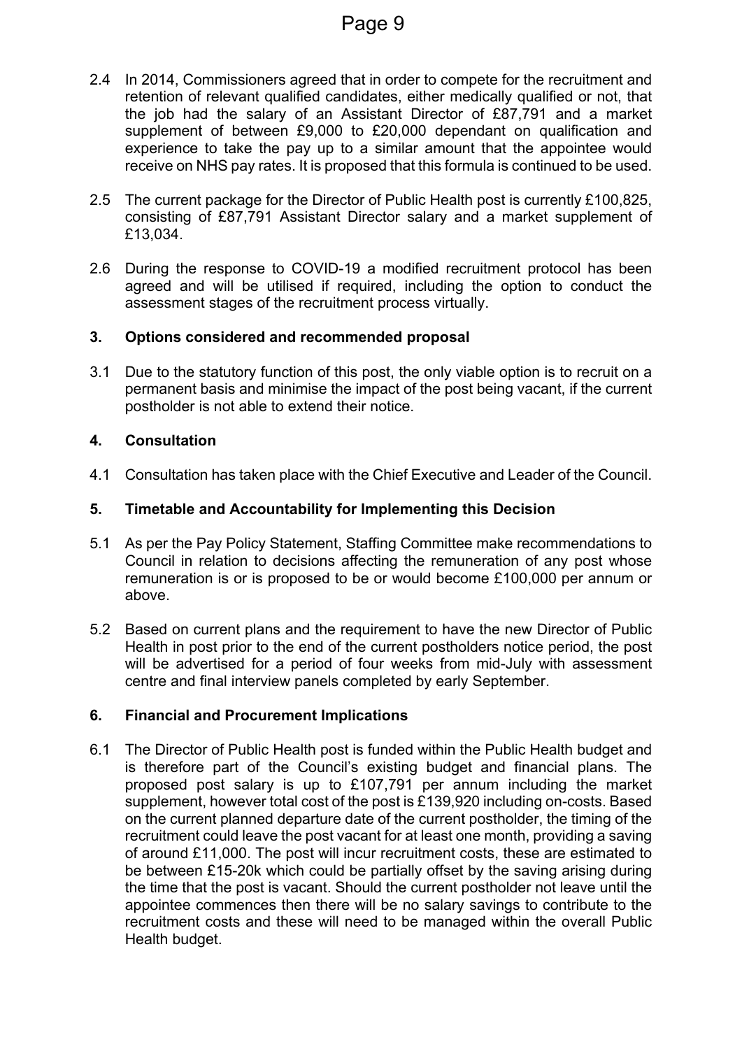2.4 In 2014, Commissioners agreed that in order to compete for the recruitment and retention of relevant qualified candidates, either medically qualified or not, that the job had the salary of an Assistant Director of £87,791 and a market supplement of between £9,000 to £20,000 dependant on qualification and experience to take the pay up to a similar amount that the appointee would receive on NHS pay rates. It is proposed that this formula is continued to be used.

2.5 The current package for the Director of Public Health post is currently £100,825, consisting of £87,791 Assistant Director salary and a market supplement of £13,034.

2.6 During the response to COVID-19 a modified recruitment protocol has been agreed and will be utilised if required, including the option to conduct the assessment stages of the recruitment process virtually.

## 3. Options considered and recommended proposal

3.1 Due to the statutory function of this post, the only viable option is to recruit on a permanent basis and minimise the impact of the post being vacant, if the current postholder is not able to extend their notice.

## 4. Consultation

4.1 Consultation has taken place with the Chief Executive and Leader of the Council.

## 5. Timetable and Accountability for Implementing this Decision

5.1 As per the Pay Policy Statement, Staffing Committee make recommendations to Council in relation to decisions affecting the remuneration of any post whose remuneration is or is proposed to be or would become £100,000 per annum or above.

5.2 Based on current plans and the requirement to have the new Director of Public Health in post prior to the end of the current postholders notice period, the post will be advertised for a period of four weeks from mid-July with assessment centre and final interview panels completed by early September.

## 6. Financial and Procurement Implications

6.1 The Director of Public Health post is funded within the Public Health budget and is therefore part of the Council's existing budget and financial plans. The proposed post salary is up to £107,791 per annum including the market supplement, however total cost of the post is £139,920 including on-costs. Based on the current planned departure date of the current postholder, the timing of the recruitment could leave the post vacant for at least one month, providing a saving of around £11,000. The post will incur recruitment costs, these are estimated to be between £15-20k which could be partially offset by the saving arising during the time that the post is vacant. Should the current postholder not leave until the appointee commences then there will be no salary savings to contribute to the recruitment costs and these will need to be managed within the overall Public Health budget.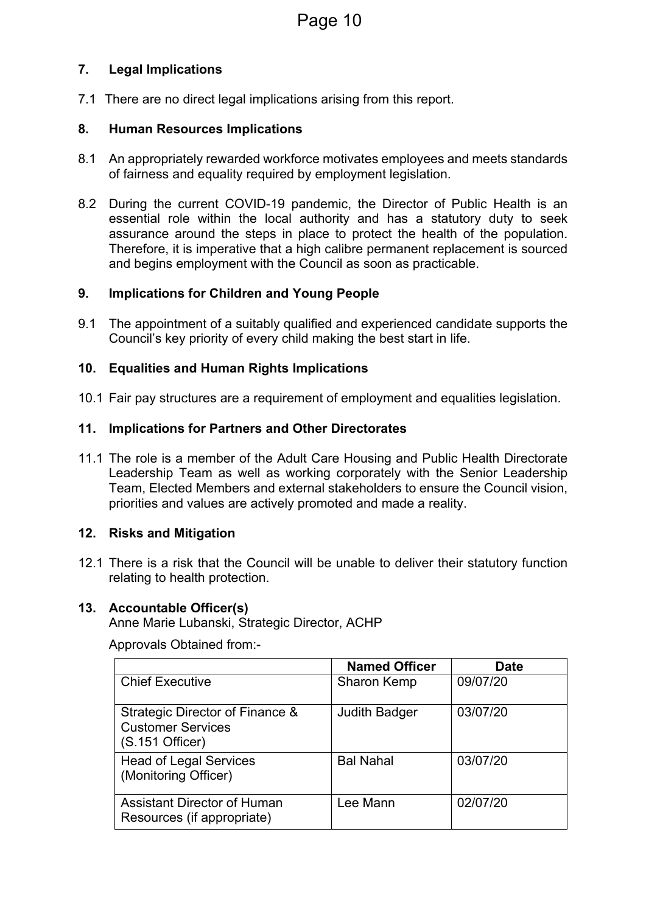## 7. Legal Implications

7.1 There are no direct legal implications arising from this report.

## 8. Human Resources Implications

8.1 An appropriately rewarded workforce motivates employees and meets standards of fairness and equality required by employment legislation.

8.2 During the current COVID-19 pandemic, the Director of Public Health is an essential role within the local authority and has a statutory duty to seek assurance around the steps in place to protect the health of the population. Therefore, it is imperative that a high calibre permanent replacement is sourced and begins employment with the Council as soon as practicable.

## 9. Implications for Children and Young People

9.1 The appointment of a suitably qualified and experienced candidate supports the Council's key priority of every child making the best start in life.

## 10. Equalities and Human Rights Implications

10.1 Fair pay structures are a requirement of employment and equalities legislation.

## 11. Implications for Partners and Other Directorates

11.1 The role is a member of the Adult Care Housing and Public Health Directorate Leadership Team as well as working corporately with the Senior Leadership Team, Elected Members and external stakeholders to ensure the Council vision, priorities and values are actively promoted and made a reality.

## 12. Risks and Mitigation

12.1 There is a risk that the Council will be unable to deliver their statutory function relating to health protection.

## 13. Accountable Officer(s)

Anne Marie Lubanski, Strategic Director, ACHP

Approvals Obtained from:-

| | Named Officer | Date |
|---|---|---|
| Chief Executive | Sharon Kemp | 09/07/20 |
| Strategic Director of Finance & Customer Services (S.151 Officer) | Judith Badger | 03/07/20 |
| Head of Legal Services (Monitoring Officer) | Bal Nahal | 03/07/20 |
| Assistant Director of Human Resources (if appropriate) | Lee Mann | 02/07/20 |